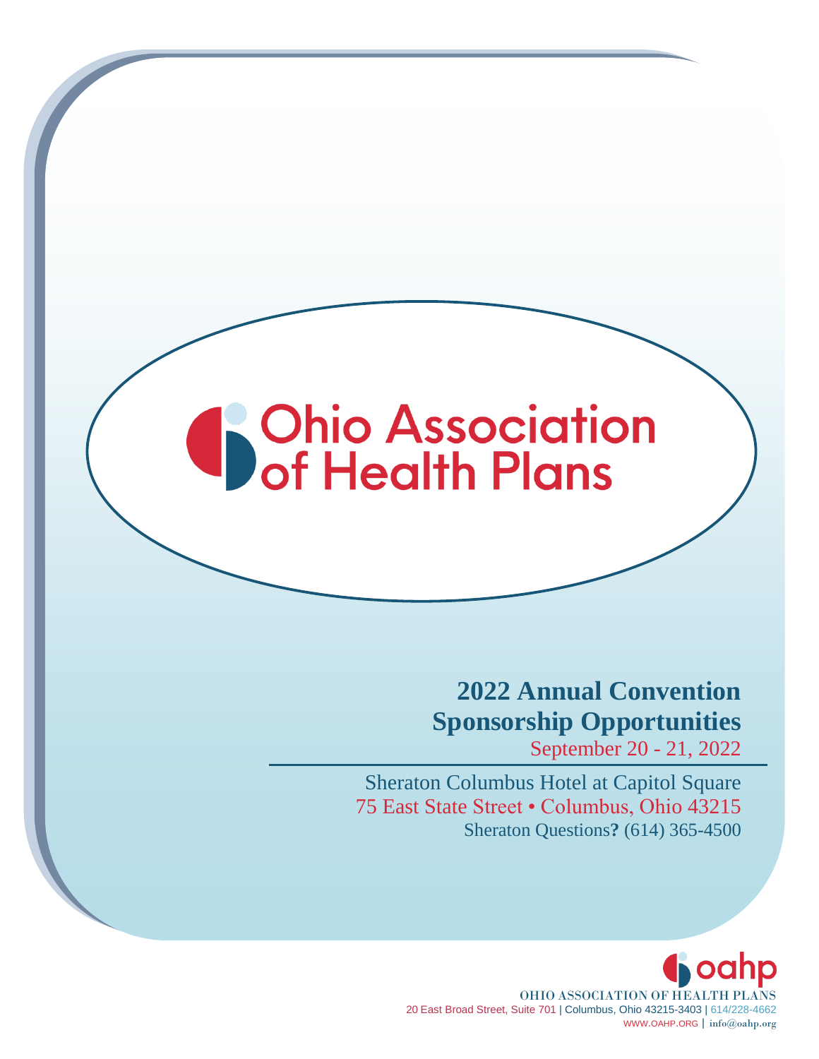# Ohio Association of Health Plans

## 2022 Annual Convention
## Sponsorship Opportunities

September 20 - 21, 2022

Sheraton Columbus Hotel at Capitol Square
75 East State Street • Columbus, Ohio 43215
Sheraton Questions**?** (614) 365-4500

oahp
OHIO ASSOCIATION OF HEALTH PLANS
20 East Broad Street, Suite 701 | Columbus, Ohio 43215-3403 | 614/228-4662
WWW.OAHP.ORG | info@oahp.org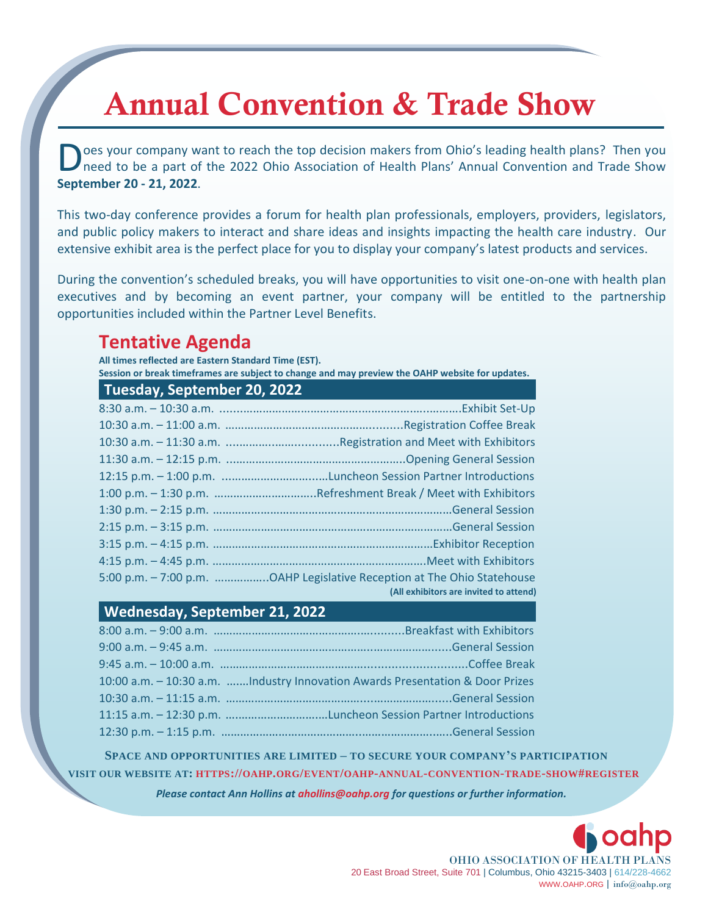# Annual Convention & Trade Show

Does your company want to reach the top decision makers from Ohio's leading health plans? Then you need to be a part of the 2022 Ohio Association of Health Plans' Annual Convention and Trade Show **September 20 - 21, 2022**.

This two-day conference provides a forum for health plan professionals, employers, providers, legislators, and public policy makers to interact and share ideas and insights impacting the health care industry. Our extensive exhibit area is the perfect place for you to display your company's latest products and services.

During the convention's scheduled breaks, you will have opportunities to visit one-on-one with health plan executives and by becoming an event partner, your company will be entitled to the partnership opportunities included within the Partner Level Benefits.

## Tentative Agenda

**All times reflected are Eastern Standard Time (EST).**
**Session or break timeframes are subject to change and may preview the OAHP website for updates.**

### Tuesday, September 20, 2022

| Time | Event |
|---|---|
| 8:30 a.m. – 10:30 a.m. | Exhibit Set-Up |
| 10:30 a.m. – 11:00 a.m. | Registration Coffee Break |
| 10:30 a.m. – 11:30 a.m. | Registration and Meet with Exhibitors |
| 11:30 a.m. – 12:15 p.m. | Opening General Session |
| 12:15 p.m. – 1:00 p.m. | Luncheon Session Partner Introductions |
| 1:00 p.m. – 1:30 p.m. | Refreshment Break / Meet with Exhibitors |
| 1:30 p.m. – 2:15 p.m. | General Session |
| 2:15 p.m. – 3:15 p.m. | General Session |
| 3:15 p.m. – 4:15 p.m. | Exhibitor Reception |
| 4:15 p.m. – 4:45 p.m. | Meet with Exhibitors |
| 5:00 p.m. – 7:00 p.m. | OAHP Legislative Reception at The Ohio Statehouse **(All exhibitors are invited to attend)** |

### Wednesday, September 21, 2022

| Time | Event |
|---|---|
| 8:00 a.m. – 9:00 a.m. | Breakfast with Exhibitors |
| 9:00 a.m. – 9:45 a.m. | General Session |
| 9:45 a.m. – 10:00 a.m. | Coffee Break |
| 10:00 a.m. – 10:30 a.m. | Industry Innovation Awards Presentation & Door Prizes |
| 10:30 a.m. – 11:15 a.m. | General Session |
| 11:15 a.m. – 12:30 p.m. | Luncheon Session Partner Introductions |
| 12:30 p.m. – 1:15 p.m. | General Session |

**SPACE AND OPPORTUNITIES ARE LIMITED – TO SECURE YOUR COMPANY'S PARTICIPATION**
**VISIT OUR WEBSITE AT: HTTPS://OAHP.ORG/EVENT/OAHP-ANNUAL-CONVENTION-TRADE-SHOW#REGISTER**

***Please contact Ann Hollins at ahollins@oahp.org for questions or further information.***

oahp
OHIO ASSOCIATION OF HEALTH PLANS
20 East Broad Street, Suite 701 | Columbus, Ohio 43215-3403 | 614/228-4662
WWW.OAHP.ORG | info@oahp.org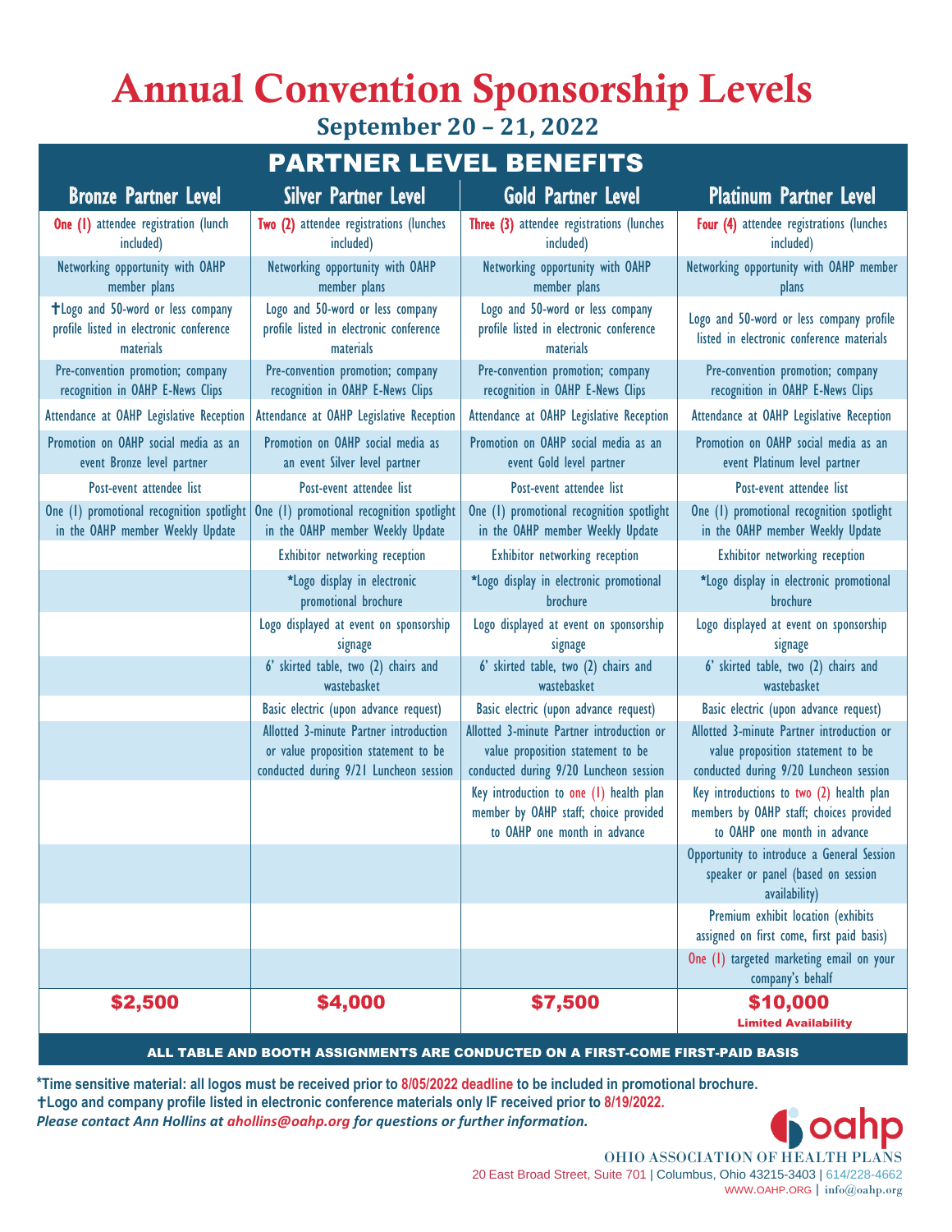# Annual Convention Sponsorship Levels

## September 20 – 21, 2022

| PARTNER LEVEL BENEFITS | | | |
|---|---|---|---|
| **Bronze Partner Level** | **Silver Partner Level** | **Gold Partner Level** | **Platinum Partner Level** |
| **One (1)** attendee registration (lunch included) | **Two (2)** attendee registrations (lunches included) | **Three (3)** attendee registrations (lunches included) | **Four (4)** attendee registrations (lunches included) |
| Networking opportunity with OAHP member plans | Networking opportunity with OAHP member plans | Networking opportunity with OAHP member plans | Networking opportunity with OAHP member plans |
| †Logo and 50-word or less company profile listed in electronic conference materials | Logo and 50-word or less company profile listed in electronic conference materials | Logo and 50-word or less company profile listed in electronic conference materials | Logo and 50-word or less company profile listed in electronic conference materials |
| Pre-convention promotion; company recognition in OAHP E-News Clips | Pre-convention promotion; company recognition in OAHP E-News Clips | Pre-convention promotion; company recognition in OAHP E-News Clips | Pre-convention promotion; company recognition in OAHP E-News Clips |
| Attendance at OAHP Legislative Reception | Attendance at OAHP Legislative Reception | Attendance at OAHP Legislative Reception | Attendance at OAHP Legislative Reception |
| Promotion on OAHP social media as an event Bronze level partner | Promotion on OAHP social media as an event Silver level partner | Promotion on OAHP social media as an event Gold level partner | Promotion on OAHP social media as an event Platinum level partner |
| Post-event attendee list | Post-event attendee list | Post-event attendee list | Post-event attendee list |
| One (1) promotional recognition spotlight in the OAHP member Weekly Update | One (1) promotional recognition spotlight in the OAHP member Weekly Update | One (1) promotional recognition spotlight in the OAHP member Weekly Update | One (1) promotional recognition spotlight in the OAHP member Weekly Update |
| | Exhibitor networking reception | Exhibitor networking reception | Exhibitor networking reception |
| | *Logo display in electronic promotional brochure | *Logo display in electronic promotional brochure | *Logo display in electronic promotional brochure |
| | Logo displayed at event on sponsorship signage | Logo displayed at event on sponsorship signage | Logo displayed at event on sponsorship signage |
| | 6' skirted table, two (2) chairs and wastebasket | 6' skirted table, two (2) chairs and wastebasket | 6' skirted table, two (2) chairs and wastebasket |
| | Basic electric (upon advance request) | Basic electric (upon advance request) | Basic electric (upon advance request) |
| | Allotted 3-minute Partner introduction or value proposition statement to be conducted during 9/21 Luncheon session | Allotted 3-minute Partner introduction or value proposition statement to be conducted during 9/20 Luncheon session | Allotted 3-minute Partner introduction or value proposition statement to be conducted during 9/20 Luncheon session |
| | | Key introduction to one (1) health plan member by OAHP staff; choice provided to OAHP one month in advance | Key introductions to two (2) health plan members by OAHP staff; choices provided to OAHP one month in advance |
| | | | Opportunity to introduce a General Session speaker or panel (based on session availability) |
| | | | Premium exhibit location (exhibits assigned on first come, first paid basis) |
| | | | One (1) targeted marketing email on your company's behalf |
| **$2,500** | **$4,000** | **$7,500** | **$10,000** Limited Availability |

**ALL TABLE AND BOOTH ASSIGNMENTS ARE CONDUCTED ON A FIRST-COME FIRST-PAID BASIS**

***Time sensitive material: all logos must be received prior to 8/05/2022 deadline to be included in promotional brochure.**
**†Logo and company profile listed in electronic conference materials only IF received prior to 8/19/2022.**
***Please contact Ann Hollins at ahollins@oahp.org for questions or further information.***

oahp
OHIO ASSOCIATION OF HEALTH PLANS
20 East Broad Street, Suite 701 | Columbus, Ohio 43215-3403 | 614/228-4662
WWW.OAHP.ORG | info@oahp.org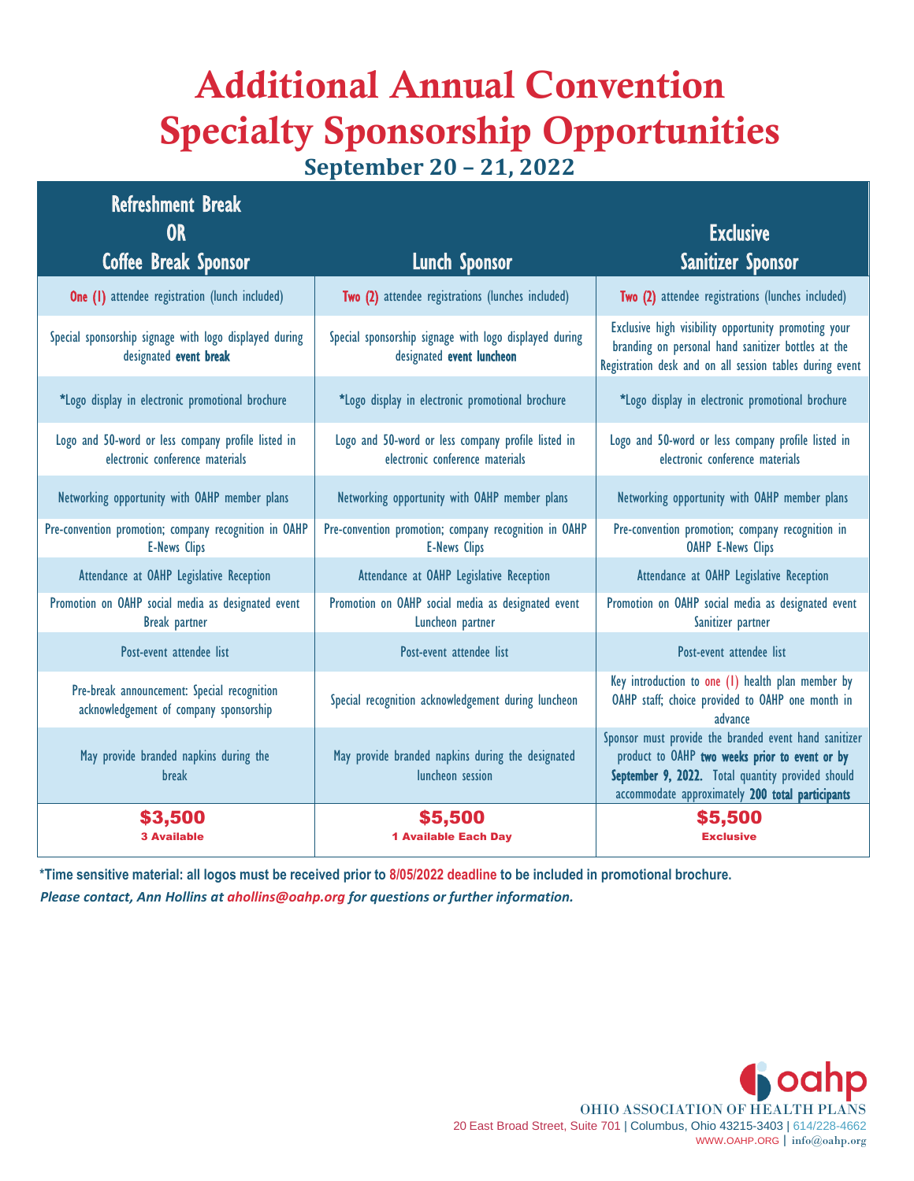# Additional Annual Convention Specialty Sponsorship Opportunities

## September 20 – 21, 2022

| Refreshment Break OR Coffee Break Sponsor | Lunch Sponsor | Exclusive Sanitizer Sponsor |
|---|---|---|
| One (1) attendee registration (lunch included) | Two (2) attendee registrations (lunches included) | Two (2) attendee registrations (lunches included) |
| Special sponsorship signage with logo displayed during designated **event break** | Special sponsorship signage with logo displayed during designated **event luncheon** | Exclusive high visibility opportunity promoting your branding on personal hand sanitizer bottles at the Registration desk and on all session tables during event |
| *Logo display in electronic promotional brochure | *Logo display in electronic promotional brochure | *Logo display in electronic promotional brochure |
| Logo and 50-word or less company profile listed in electronic conference materials | Logo and 50-word or less company profile listed in electronic conference materials | Logo and 50-word or less company profile listed in electronic conference materials |
| Networking opportunity with OAHP member plans | Networking opportunity with OAHP member plans | Networking opportunity with OAHP member plans |
| Pre-convention promotion; company recognition in OAHP E-News Clips | Pre-convention promotion; company recognition in OAHP E-News Clips | Pre-convention promotion; company recognition in OAHP E-News Clips |
| Attendance at OAHP Legislative Reception | Attendance at OAHP Legislative Reception | Attendance at OAHP Legislative Reception |
| Promotion on OAHP social media as designated event Break partner | Promotion on OAHP social media as designated event Luncheon partner | Promotion on OAHP social media as designated event Sanitizer partner |
| Post-event attendee list | Post-event attendee list | Post-event attendee list |
| Pre-break announcement: Special recognition acknowledgement of company sponsorship | Special recognition acknowledgement during luncheon | Key introduction to one (1) health plan member by OAHP staff; choice provided to OAHP one month in advance |
| May provide branded napkins during the break | May provide branded napkins during the designated luncheon session | Sponsor must provide the branded event hand sanitizer product to OAHP **two weeks prior to event or by September 9, 2022.** Total quantity provided should accommodate approximately **200 total participants** |
| **$3,500** 3 Available | **$5,500** 1 Available Each Day | **$5,500** Exclusive |

**\*Time sensitive material: all logos must be received prior to 8/05/2022 deadline to be included in promotional brochure.**

***Please contact, Ann Hollins at ahollins@oahp.org for questions or further information.***

OHIO ASSOCIATION OF HEALTH PLANS
20 East Broad Street, Suite 701 | Columbus, Ohio 43215-3403 | 614/228-4662
WWW.OAHP.ORG | info@oahp.org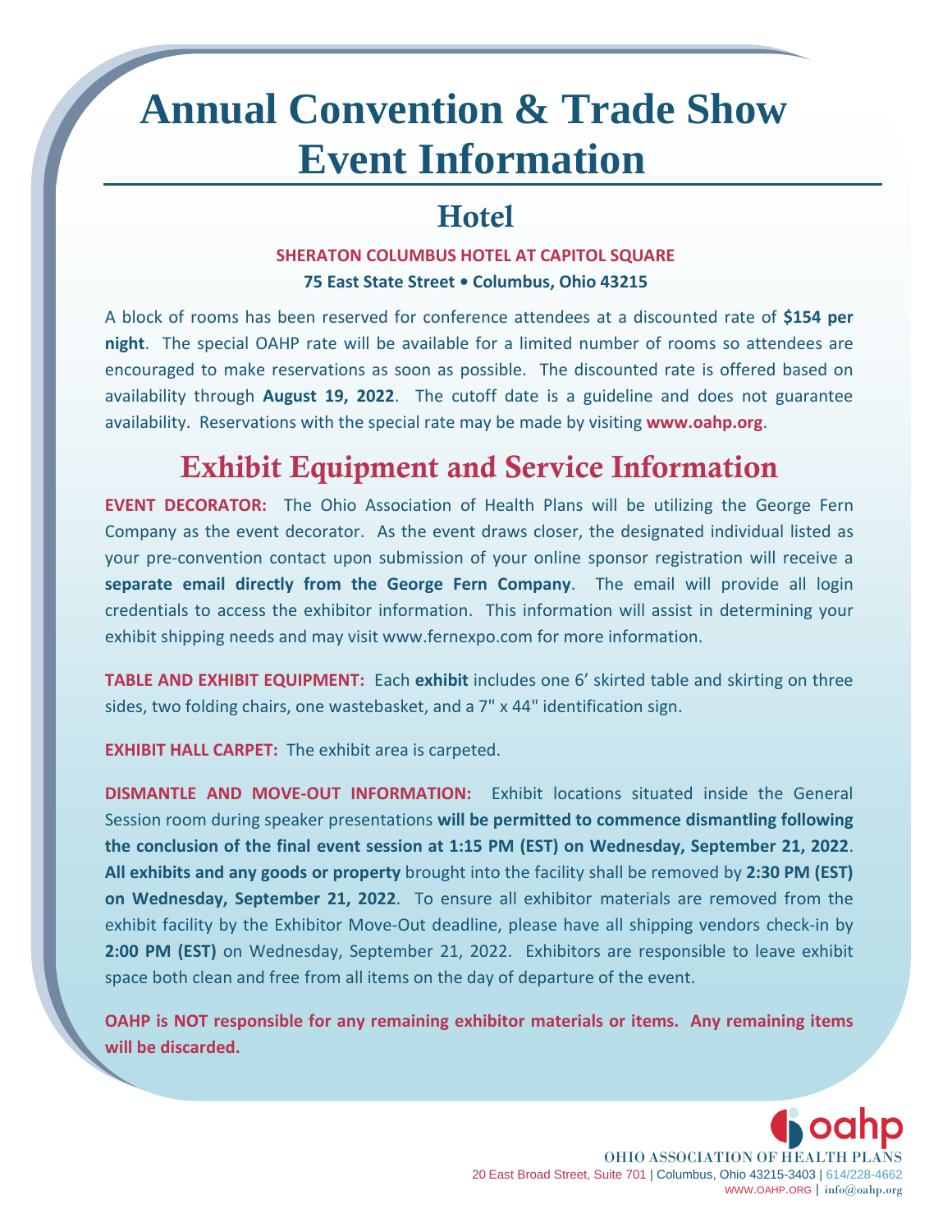# Annual Convention & Trade Show Event Information

## Hotel

**SHERATON COLUMBUS HOTEL AT CAPITOL SQUARE**

**75 East State Street • Columbus, Ohio 43215**

A block of rooms has been reserved for conference attendees at a discounted rate of **$154 per night**. The special OAHP rate will be available for a limited number of rooms so attendees are encouraged to make reservations as soon as possible. The discounted rate is offered based on availability through **August 19, 2022**. The cutoff date is a guideline and does not guarantee availability. Reservations with the special rate may be made by visiting **www.oahp.org**.

## Exhibit Equipment and Service Information

**EVENT DECORATOR:** The Ohio Association of Health Plans will be utilizing the George Fern Company as the event decorator. As the event draws closer, the designated individual listed as your pre-convention contact upon submission of your online sponsor registration will receive a **separate email directly from the George Fern Company**. The email will provide all login credentials to access the exhibitor information. This information will assist in determining your exhibit shipping needs and may visit www.fernexpo.com for more information.

**TABLE AND EXHIBIT EQUIPMENT:** Each **exhibit** includes one 6' skirted table and skirting on three sides, two folding chairs, one wastebasket, and a 7" x 44" identification sign.

**EXHIBIT HALL CARPET:** The exhibit area is carpeted.

**DISMANTLE AND MOVE-OUT INFORMATION:** Exhibit locations situated inside the General Session room during speaker presentations **will be permitted to commence dismantling following the conclusion of the final event session at 1:15 PM (EST) on Wednesday, September 21, 2022**. **All exhibits and any goods or property** brought into the facility shall be removed by **2:30 PM (EST) on Wednesday, September 21, 2022**. To ensure all exhibitor materials are removed from the exhibit facility by the Exhibitor Move-Out deadline, please have all shipping vendors check-in by **2:00 PM (EST)** on Wednesday, September 21, 2022. Exhibitors are responsible to leave exhibit space both clean and free from all items on the day of departure of the event.

**OAHP is NOT responsible for any remaining exhibitor materials or items. Any remaining items will be discarded.**

oahp
OHIO ASSOCIATION OF HEALTH PLANS
20 East Broad Street, Suite 701 | Columbus, Ohio 43215-3403 | 614/228-4662
WWW.OAHP.ORG | info@oahp.org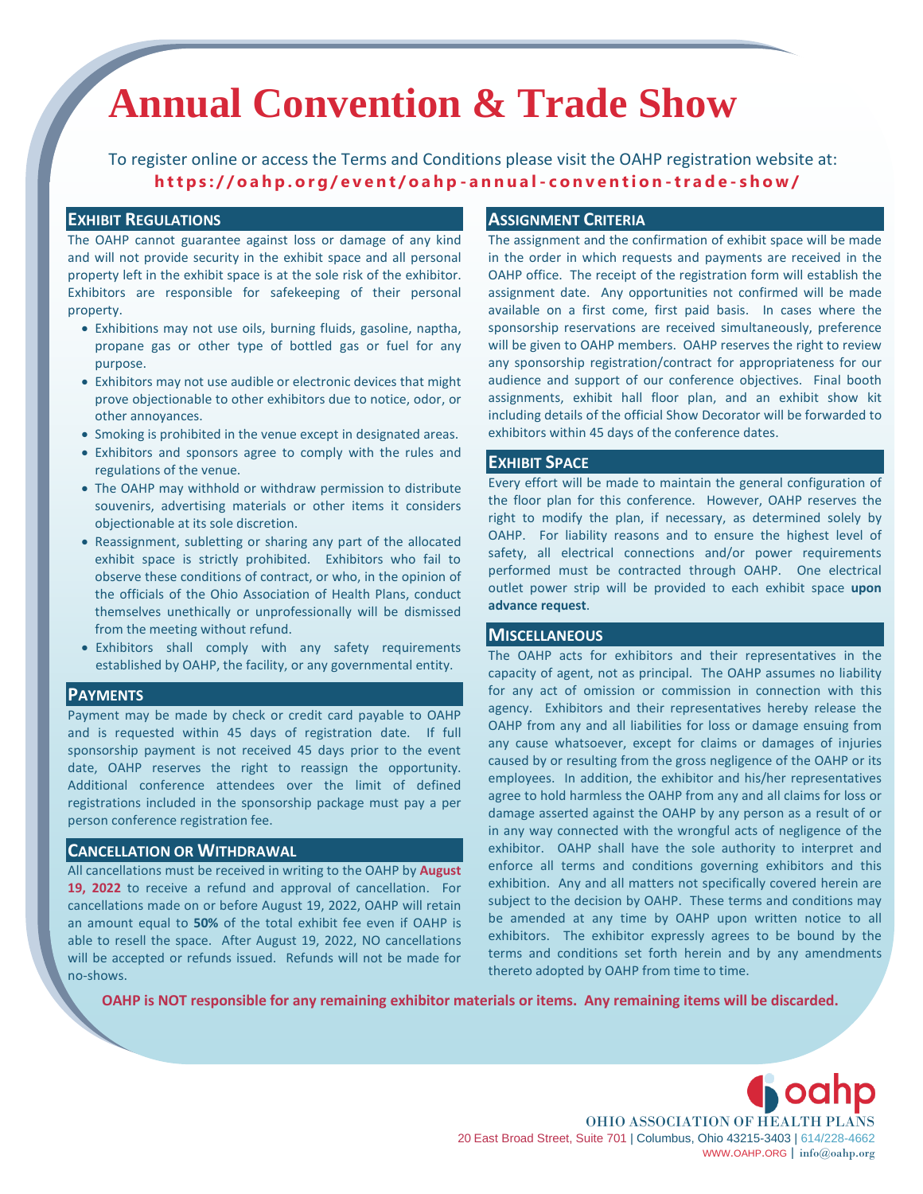# Annual Convention & Trade Show

To register online or access the Terms and Conditions please visit the OAHP registration website at:
**https://oahp.org/event/oahp-annual-convention-trade-show/**

## Exhibit Regulations

The OAHP cannot guarantee against loss or damage of any kind and will not provide security in the exhibit space and all personal property left in the exhibit space is at the sole risk of the exhibitor. Exhibitors are responsible for safekeeping of their personal property.

- Exhibitions may not use oils, burning fluids, gasoline, naptha, propane gas or other type of bottled gas or fuel for any purpose.
- Exhibitors may not use audible or electronic devices that might prove objectionable to other exhibitors due to notice, odor, or other annoyances.
- Smoking is prohibited in the venue except in designated areas.
- Exhibitors and sponsors agree to comply with the rules and regulations of the venue.
- The OAHP may withhold or withdraw permission to distribute souvenirs, advertising materials or other items it considers objectionable at its sole discretion.
- Reassignment, subletting or sharing any part of the allocated exhibit space is strictly prohibited. Exhibitors who fail to observe these conditions of contract, or who, in the opinion of the officials of the Ohio Association of Health Plans, conduct themselves unethically or unprofessionally will be dismissed from the meeting without refund.
- Exhibitors shall comply with any safety requirements established by OAHP, the facility, or any governmental entity.

## Payments

Payment may be made by check or credit card payable to OAHP and is requested within 45 days of registration date. If full sponsorship payment is not received 45 days prior to the event date, OAHP reserves the right to reassign the opportunity. Additional conference attendees over the limit of defined registrations included in the sponsorship package must pay a per person conference registration fee.

## Cancellation or Withdrawal

All cancellations must be received in writing to the OAHP by **August 19, 2022** to receive a refund and approval of cancellation. For cancellations made on or before August 19, 2022, OAHP will retain an amount equal to **50%** of the total exhibit fee even if OAHP is able to resell the space. After August 19, 2022, NO cancellations will be accepted or refunds issued. Refunds will not be made for no-shows.

## Assignment Criteria

The assignment and the confirmation of exhibit space will be made in the order in which requests and payments are received in the OAHP office. The receipt of the registration form will establish the assignment date. Any opportunities not confirmed will be made available on a first come, first paid basis. In cases where the sponsorship reservations are received simultaneously, preference will be given to OAHP members. OAHP reserves the right to review any sponsorship registration/contract for appropriateness for our audience and support of our conference objectives. Final booth assignments, exhibit hall floor plan, and an exhibit show kit including details of the official Show Decorator will be forwarded to exhibitors within 45 days of the conference dates.

## Exhibit Space

Every effort will be made to maintain the general configuration of the floor plan for this conference. However, OAHP reserves the right to modify the plan, if necessary, as determined solely by OAHP. For liability reasons and to ensure the highest level of safety, all electrical connections and/or power requirements performed must be contracted through OAHP. One electrical outlet power strip will be provided to each exhibit space **upon advance request**.

## Miscellaneous

The OAHP acts for exhibitors and their representatives in the capacity of agent, not as principal. The OAHP assumes no liability for any act of omission or commission in connection with this agency. Exhibitors and their representatives hereby release the OAHP from any and all liabilities for loss or damage ensuing from any cause whatsoever, except for claims or damages of injuries caused by or resulting from the gross negligence of the OAHP or its employees. In addition, the exhibitor and his/her representatives agree to hold harmless the OAHP from any and all claims for loss or damage asserted against the OAHP by any person as a result of or in any way connected with the wrongful acts of negligence of the exhibitor. OAHP shall have the sole authority to interpret and enforce all terms and conditions governing exhibitors and this exhibition. Any and all matters not specifically covered herein are subject to the decision by OAHP. These terms and conditions may be amended at any time by OAHP upon written notice to all exhibitors. The exhibitor expressly agrees to be bound by the terms and conditions set forth herein and by any amendments thereto adopted by OAHP from time to time.

**OAHP is NOT responsible for any remaining exhibitor materials or items. Any remaining items will be discarded.**

oahp
OHIO ASSOCIATION OF HEALTH PLANS
20 East Broad Street, Suite 701 | Columbus, Ohio 43215-3403 | 614/228-4662
WWW.OAHP.ORG | info@oahp.org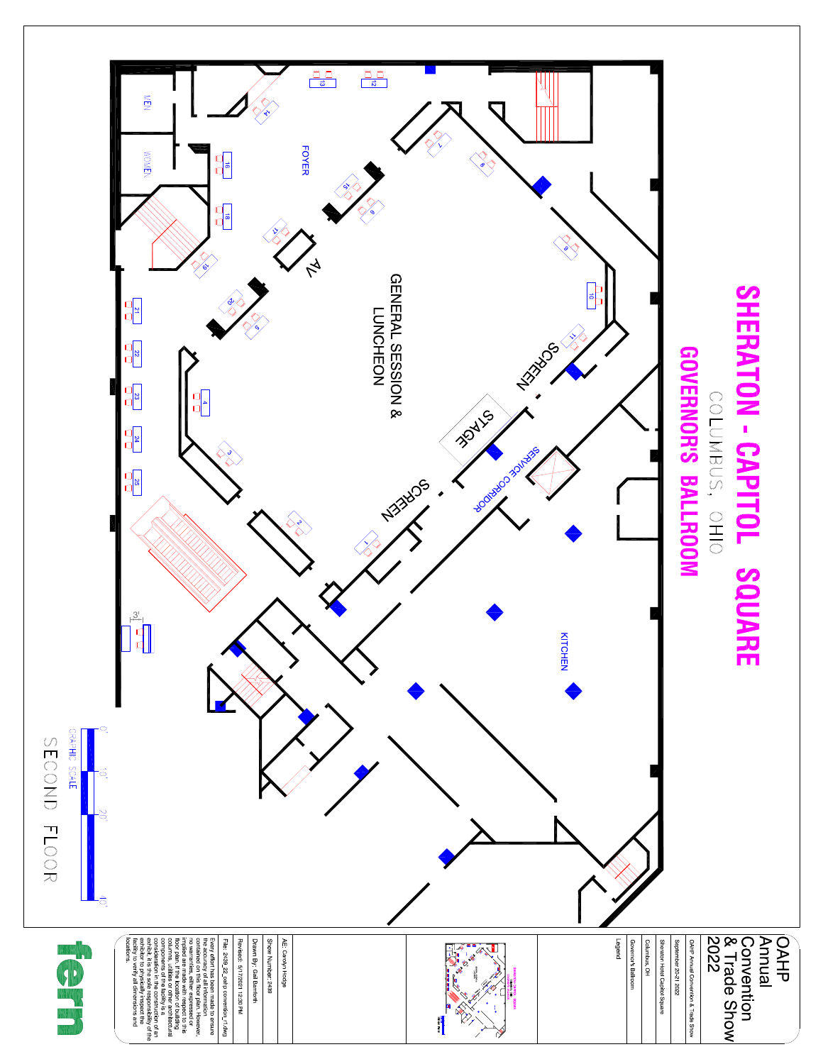# SHERATON - CAPITOL SQUARE

COLUMBUS, OHIO

## GOVERNOR'S BALLROOM

GENERAL SESSION & LUNCHEON

STAGE

SCREEN

SCREEN

SERVICE CORRIDOR

KITCHEN

FOYER

AV

MEN

WOMEN

1 2 3 4 5 6 7 8 9 10 11 12 13 14 15 16 17 18 19 20 21 22 23 24 25

3'

0' 10' 20' 40'

GRAPHIC SCALE

SECOND FLOOR

OAHP Annual Convention & Trade Show 2022

OAHP Annual Convention & Trade Show

September 20-21, 2022

Sheraton Hotel Capitol Square

Columbus, OH

Governor's Ballroom

Legend

AE: Carolyn Hodge

Show Number: 2439

Drawn By: Gail Barnforth

Revised: 5/17/2021 12:39 PM

File: 2439_22_oahp convention_r1.dwg

Every effort has been made to ensure the accuracy of all information contained on this floor plan. However, no warranties, either expressed or implied are made with respect to this floor plan. If the location of building columns, utilities or other architectural components of the facility is a consideration in the construction of an exhibit, it is the sole responsibility of the exhibitor to physically inspect the facility to verify all dimensions and locations.

fern